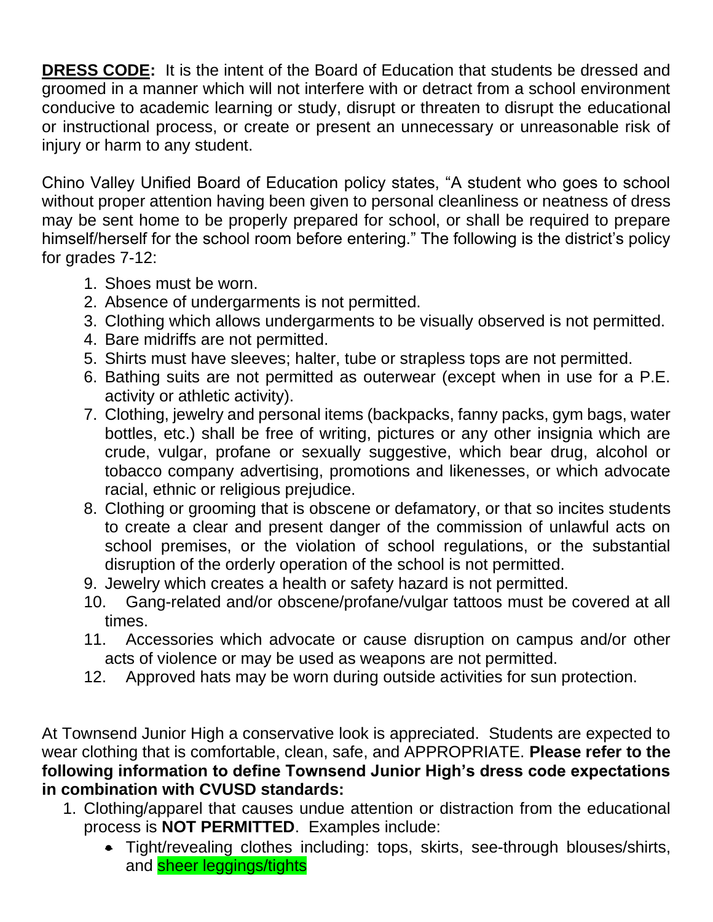**DRESS CODE:** It is the intent of the Board of Education that students be dressed and groomed in a manner which will not interfere with or detract from a school environment conducive to academic learning or study, disrupt or threaten to disrupt the educational or instructional process, or create or present an unnecessary or unreasonable risk of injury or harm to any student.

Chino Valley Unified Board of Education policy states, "A student who goes to school without proper attention having been given to personal cleanliness or neatness of dress may be sent home to be properly prepared for school, or shall be required to prepare himself/herself for the school room before entering." The following is the district's policy for grades 7-12:

1. Shoes must be worn.
2. Absence of undergarments is not permitted.
3. Clothing which allows undergarments to be visually observed is not permitted.
4. Bare midriffs are not permitted.
5. Shirts must have sleeves; halter, tube or strapless tops are not permitted.
6. Bathing suits are not permitted as outerwear (except when in use for a P.E. activity or athletic activity).
7. Clothing, jewelry and personal items (backpacks, fanny packs, gym bags, water bottles, etc.) shall be free of writing, pictures or any other insignia which are crude, vulgar, profane or sexually suggestive, which bear drug, alcohol or tobacco company advertising, promotions and likenesses, or which advocate racial, ethnic or religious prejudice.
8. Clothing or grooming that is obscene or defamatory, or that so incites students to create a clear and present danger of the commission of unlawful acts on school premises, or the violation of school regulations, or the substantial disruption of the orderly operation of the school is not permitted.
9. Jewelry which creates a health or safety hazard is not permitted.
10. Gang-related and/or obscene/profane/vulgar tattoos must be covered at all times.
11. Accessories which advocate or cause disruption on campus and/or other acts of violence or may be used as weapons are not permitted.
12. Approved hats may be worn during outside activities for sun protection.

At Townsend Junior High a conservative look is appreciated. Students are expected to wear clothing that is comfortable, clean, safe, and APPROPRIATE. **Please refer to the following information to define Townsend Junior High's dress code expectations in combination with CVUSD standards:**

1. Clothing/apparel that causes undue attention or distraction from the educational process is **NOT PERMITTED**. Examples include:
   - Tight/revealing clothes including: tops, skirts, see-through blouses/shirts, and sheer leggings/tights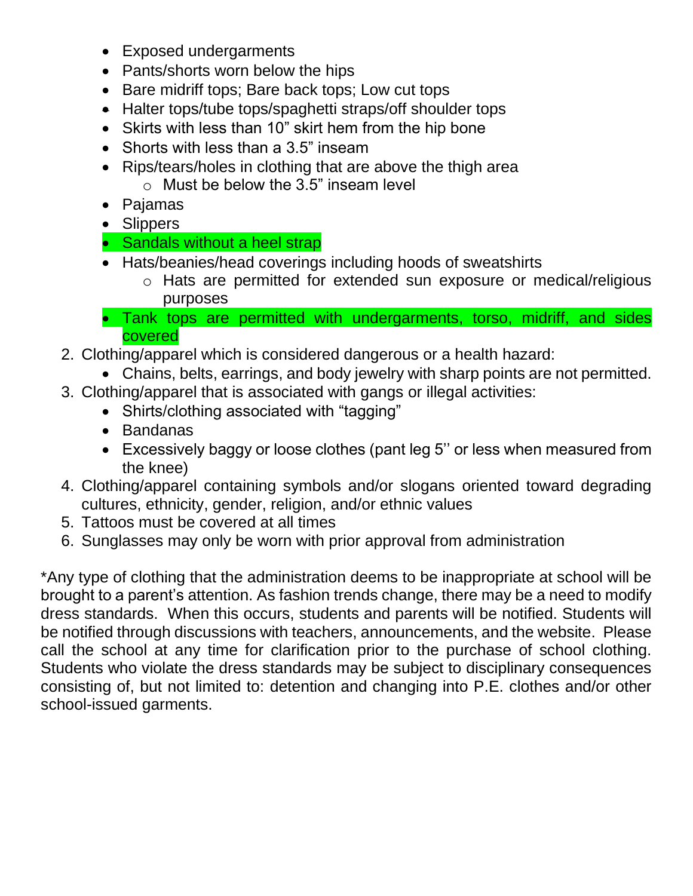- Exposed undergarments
- Pants/shorts worn below the hips
- Bare midriff tops; Bare back tops; Low cut tops
- Halter tops/tube tops/spaghetti straps/off shoulder tops
- Skirts with less than 10” skirt hem from the hip bone
- Shorts with less than a 3.5” inseam
- Rips/tears/holes in clothing that are above the thigh area
  - Must be below the 3.5” inseam level
- Pajamas
- Slippers
- Sandals without a heel strap
- Hats/beanies/head coverings including hoods of sweatshirts
  - Hats are permitted for extended sun exposure or medical/religious purposes
- Tank tops are permitted with undergarments, torso, midriff, and sides covered

2. Clothing/apparel which is considered dangerous or a health hazard:
   - Chains, belts, earrings, and body jewelry with sharp points are not permitted.
3. Clothing/apparel that is associated with gangs or illegal activities:
   - Shirts/clothing associated with “tagging”
   - Bandanas
   - Excessively baggy or loose clothes (pant leg 5’’ or less when measured from the knee)
4. Clothing/apparel containing symbols and/or slogans oriented toward degrading cultures, ethnicity, gender, religion, and/or ethnic values
5. Tattoos must be covered at all times
6. Sunglasses may only be worn with prior approval from administration

*Any type of clothing that the administration deems to be inappropriate at school will be brought to a parent’s attention. As fashion trends change, there may be a need to modify dress standards. When this occurs, students and parents will be notified. Students will be notified through discussions with teachers, announcements, and the website. Please call the school at any time for clarification prior to the purchase of school clothing. Students who violate the dress standards may be subject to disciplinary consequences consisting of, but not limited to: detention and changing into P.E. clothes and/or other school-issued garments.